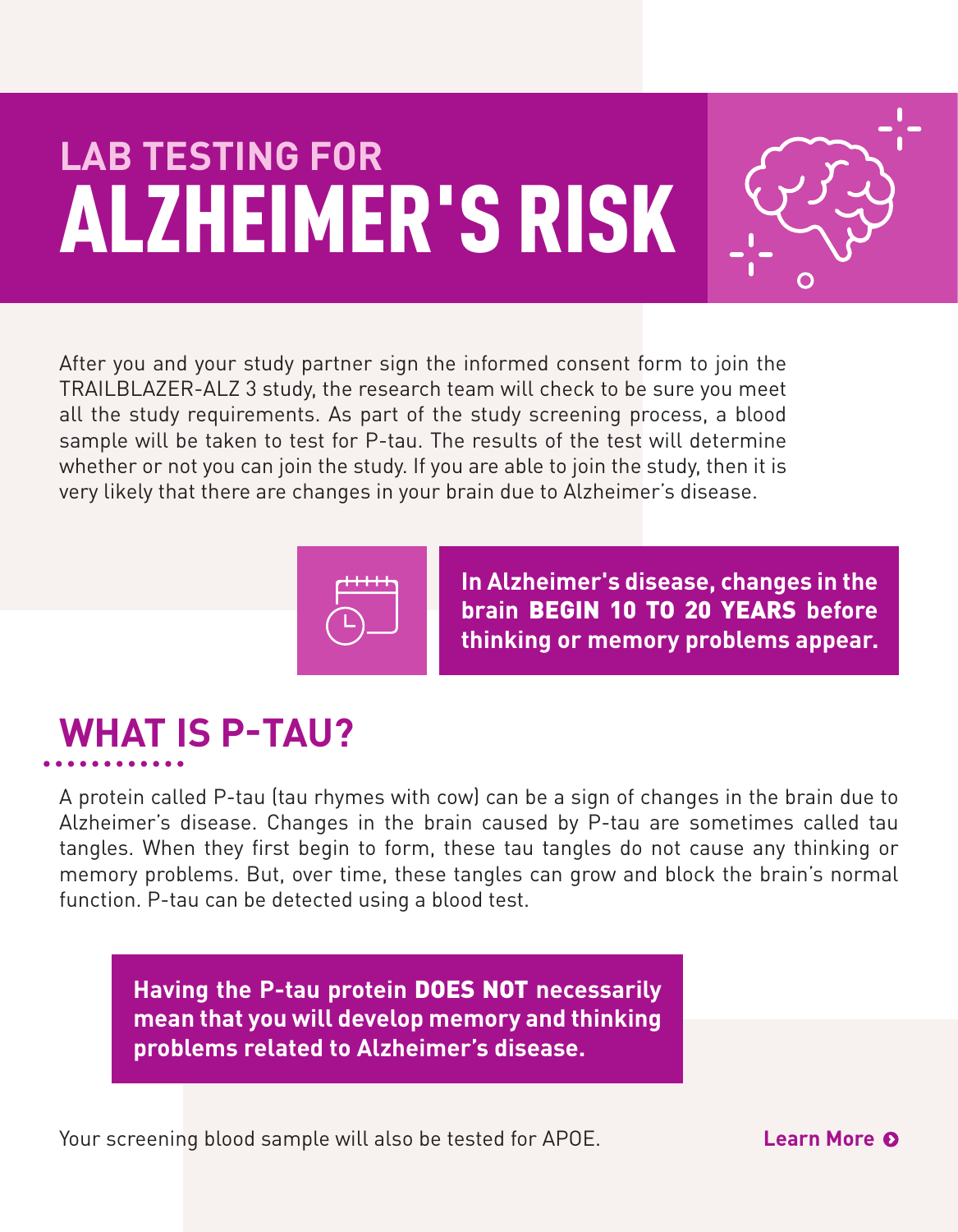# LAB TESTING FOR ALZHEIMER'S RISK

After you and your study partner sign the informed consent form to join the TRAILBLAZER-ALZ 3 study, the research team will check to be sure you meet all the study requirements. As part of the study screening process, a blood sample will be taken to test for P-tau. The results of the test will determine whether or not you can join the study. If you are able to join the study, then it is very likely that there are changes in your brain due to Alzheimer's disease.

**In Alzheimer's disease, changes in the brain BEGIN 10 TO 20 YEARS before thinking or memory problems appear.**

## WHAT IS P-TAU?

A protein called P-tau (tau rhymes with cow) can be a sign of changes in the brain due to Alzheimer's disease. Changes in the brain caused by P-tau are sometimes called tau tangles. When they first begin to form, these tau tangles do not cause any thinking or memory problems. But, over time, these tangles can grow and block the brain's normal function. P-tau can be detected using a blood test.

**Having the P-tau protein DOES NOT necessarily mean that you will develop memory and thinking problems related to Alzheimer's disease.**

Your screening blood sample will also be tested for APOE.

**Learn More**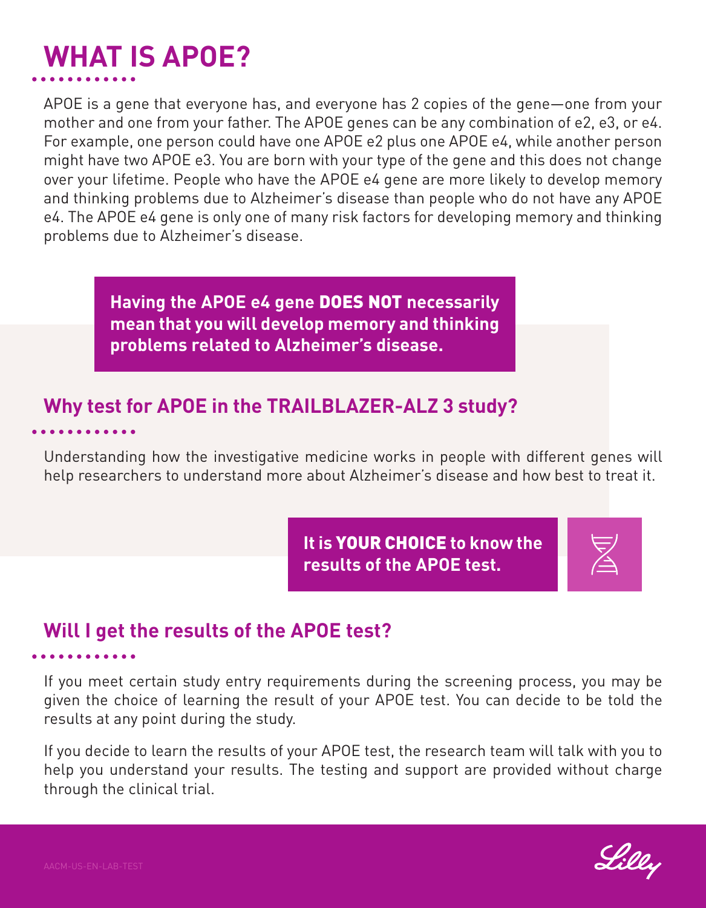# WHAT IS APOE?

APOE is a gene that everyone has, and everyone has 2 copies of the gene—one from your mother and one from your father. The APOE genes can be any combination of e2, e3, or e4. For example, one person could have one APOE e2 plus one APOE e4, while another person might have two APOE e3. You are born with your type of the gene and this does not change over your lifetime. People who have the APOE e4 gene are more likely to develop memory and thinking problems due to Alzheimer's disease than people who do not have any APOE e4. The APOE e4 gene is only one of many risk factors for developing memory and thinking problems due to Alzheimer's disease.

**Having the APOE e4 gene DOES NOT necessarily mean that you will develop memory and thinking problems related to Alzheimer's disease.**

## Why test for APOE in the TRAILBLAZER-ALZ 3 study?

Understanding how the investigative medicine works in people with different genes will help researchers to understand more about Alzheimer's disease and how best to treat it.

**It is YOUR CHOICE to know the results of the APOE test.**

## Will I get the results of the APOE test?

If you meet certain study entry requirements during the screening process, you may be given the choice of learning the result of your APOE test. You can decide to be told the results at any point during the study.

If you decide to learn the results of your APOE test, the research team will talk with you to help you understand your results. The testing and support are provided without charge through the clinical trial.

AACM-US-EN-LAB-TEST

Lilly